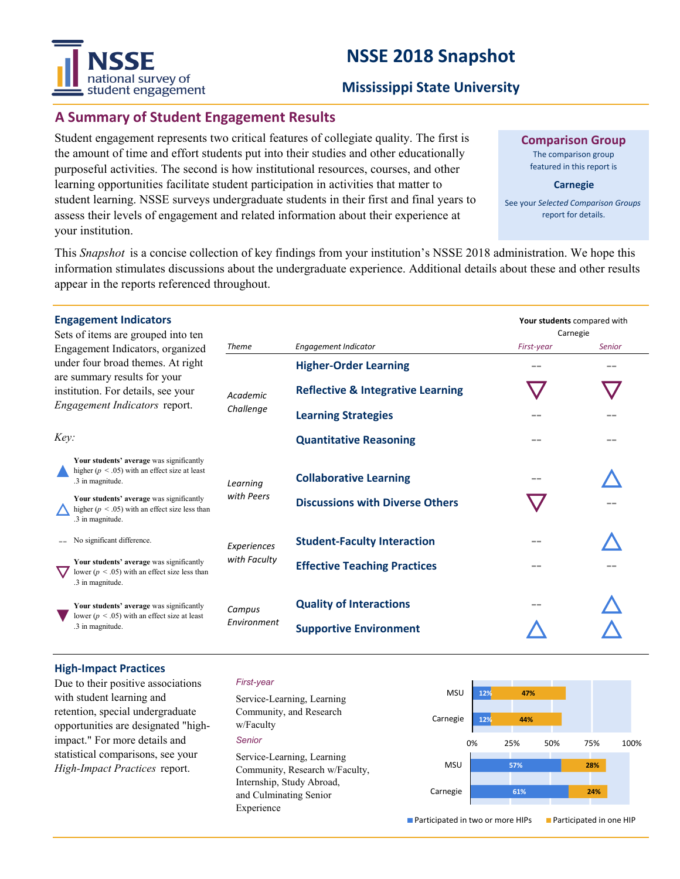# NSSE 2018 Snapshot

## Mississippi State University

## A Summary of Student Engagement Results

Student engagement represents two critical features of collegiate quality. The first is the amount of time and effort students put into their studies and other educationally purposeful activities. The second is how institutional resources, courses, and other learning opportunities facilitate student participation in activities that matter to student learning. NSSE surveys undergraduate students in their first and final years to assess their levels of engagement and related information about their experience at your institution.

**Comparison Group**

The comparison group featured in this report is

**Carnegie**

See your *Selected Comparison Groups* report for details.

This *Snapshot* is a concise collection of key findings from your institution's NSSE 2018 administration. We hope this information stimulates discussions about the undergraduate experience. Additional details about these and other results appear in the reports referenced throughout.

### Engagement Indicators

Sets of items are grouped into ten Engagement Indicators, organized under four broad themes. At right are summary results for your institution. For details, see your *Engagement Indicators* report.

*Key:*

- ▲ **Your students' average** was significantly higher ($p < .05$) with an effect size at least .3 in magnitude.
- △ **Your students' average** was significantly higher ($p < .05$) with an effect size less than .3 in magnitude.
- -- No significant difference.
- ▽ **Your students' average** was significantly lower ($p < .05$) with an effect size less than .3 in magnitude.
- ▼ **Your students' average** was significantly lower ($p < .05$) with an effect size at least .3 in magnitude.

**Your students** compared with Carnegie

| Theme | Engagement Indicator | First-year | Senior |
|---|---|---|---|
| Academic Challenge | Higher-Order Learning | -- | -- |
| | Reflective & Integrative Learning | ▽ | ▽ |
| | Learning Strategies | -- | -- |
| | Quantitative Reasoning | -- | -- |
| Learning with Peers | Collaborative Learning | -- | △ |
| | Discussions with Diverse Others | ▽ | -- |
| Experiences with Faculty | Student-Faculty Interaction | -- | △ |
| | Effective Teaching Practices | -- | -- |
| Campus Environment | Quality of Interactions | -- | △ |
| | Supportive Environment | △ | △ |

### High-Impact Practices

Due to their positive associations with student learning and retention, special undergraduate opportunities are designated "high-impact." For more details and statistical comparisons, see your *High-Impact Practices* report.

*First-year*

Service-Learning, Learning Community, and Research w/Faculty

*Senior*

Service-Learning, Learning Community, Research w/Faculty, Internship, Study Abroad, and Culminating Senior Experience

| | | Participated in two or more HIPs | Participated in one HIP |
|---|---|---|---|
| First-year | MSU | 12% | 47% |
| | Carnegie | 12% | 44% |
| Senior | MSU | 57% | 28% |
| | Carnegie | 61% | 24% |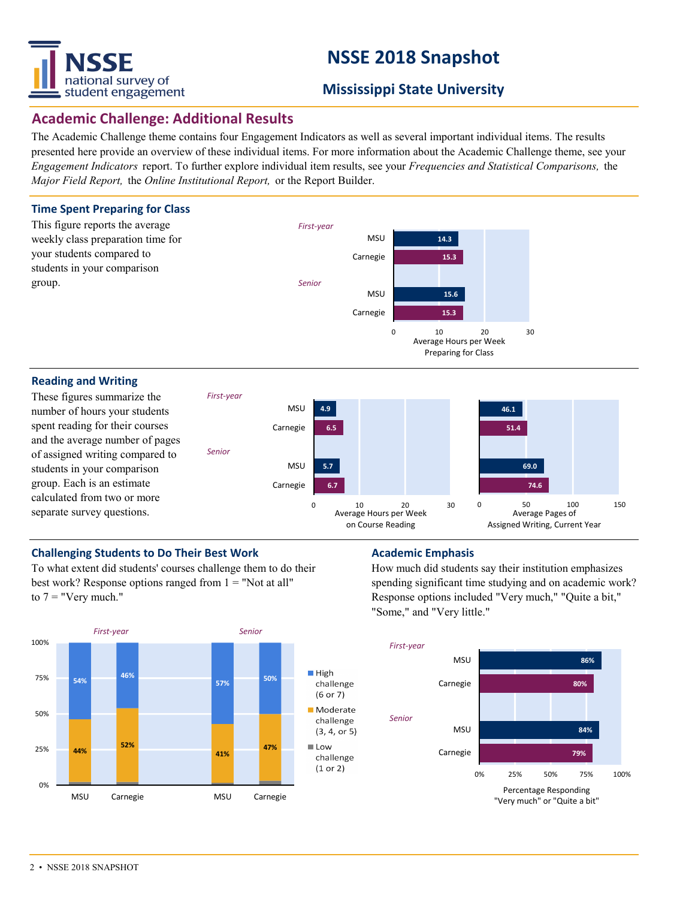# NSSE 2018 Snapshot

## Mississippi State University

## Academic Challenge: Additional Results

The Academic Challenge theme contains four Engagement Indicators as well as several important individual items. The results presented here provide an overview of these individual items. For more information about the Academic Challenge theme, see your *Engagement Indicators* report. To further explore individual item results, see your *Frequencies and Statistical Comparisons,* the *Major Field Report,* the *Online Institutional Report,* or the Report Builder.

### Time Spent Preparing for Class

This figure reports the average weekly class preparation time for your students compared to students in your comparison group.

| | | Average Hours per Week Preparing for Class |
|---|---|---|
| *First-year* | MSU | 14.3 |
| | Carnegie | 15.3 |
| *Senior* | MSU | 15.6 |
| | Carnegie | 15.3 |

### Reading and Writing

These figures summarize the number of hours your students spent reading for their courses and the average number of pages of assigned writing compared to students in your comparison group. Each is an estimate calculated from two or more separate survey questions.

| | | Average Hours per Week on Course Reading | Average Pages of Assigned Writing, Current Year |
|---|---|---|---|
| *First-year* | MSU | 4.9 | 46.1 |
| | Carnegie | 6.5 | 51.4 |
| *Senior* | MSU | 5.7 | 69.0 |
| | Carnegie | 6.7 | 74.6 |

### Challenging Students to Do Their Best Work

To what extent did students' courses challenge them to do their best work? Response options ranged from 1 = "Not at all" to 7 = "Very much."

| | | High challenge (6 or 7) | Moderate challenge (3, 4, or 5) | Low challenge (1 or 2) |
|---|---|---|---|---|
| *First-year* | MSU | 54% | 44% | |
| | Carnegie | 46% | 52% | |
| *Senior* | MSU | 57% | 41% | |
| | Carnegie | 50% | 47% | |

### Academic Emphasis

How much did students say their institution emphasizes spending significant time studying and on academic work? Response options included "Very much," "Quite a bit," "Some," and "Very little."

| | | Percentage Responding "Very much" or "Quite a bit" |
|---|---|---|
| *First-year* | MSU | 86% |
| | Carnegie | 80% |
| *Senior* | MSU | 84% |
| | Carnegie | 79% |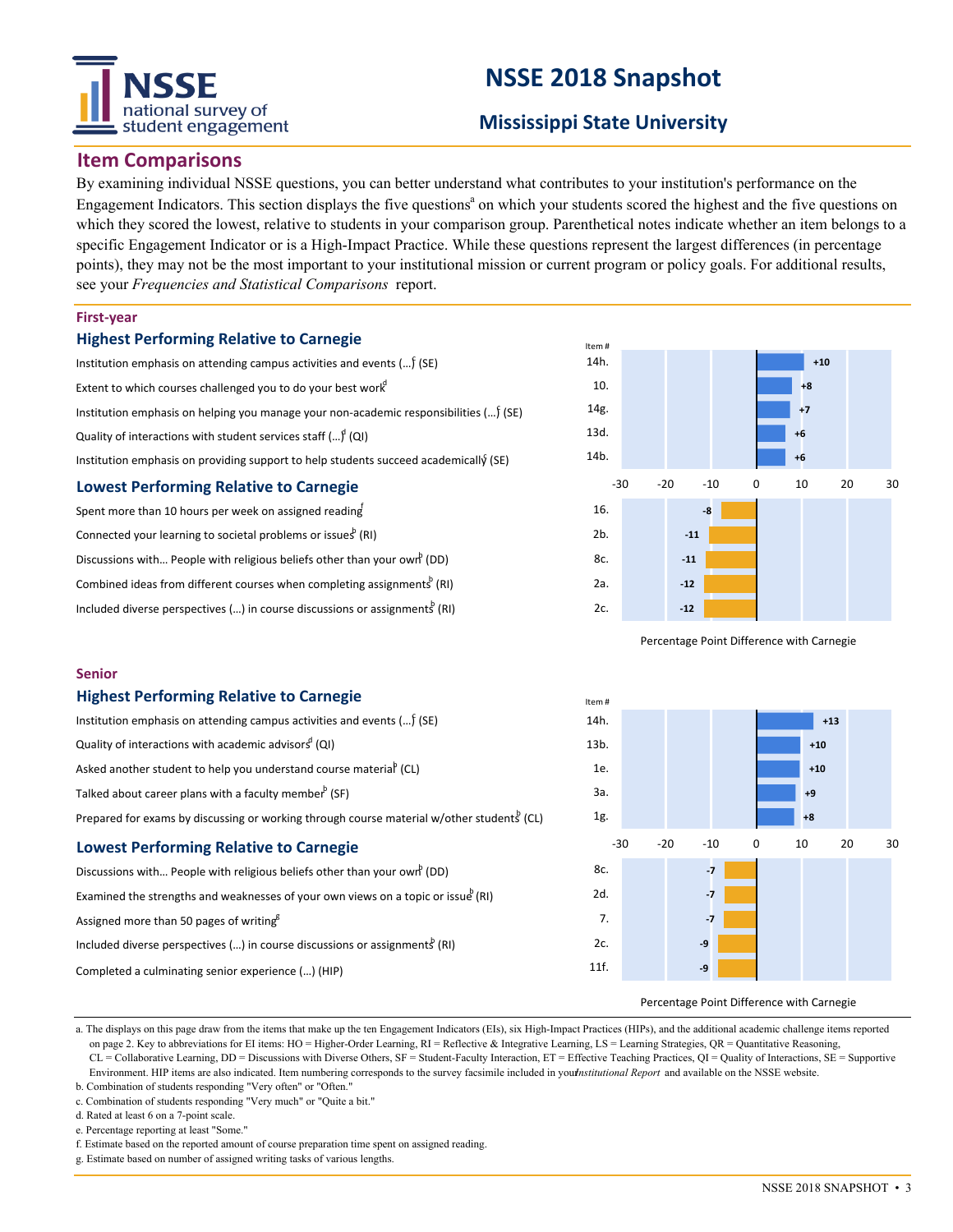# NSSE 2018 Snapshot

## Mississippi State University

## Item Comparisons

By examining individual NSSE questions, you can better understand what contributes to your institution's performance on the Engagement Indicators. This section displays the five questions[a] on which your students scored the highest and the five questions on which they scored the lowest, relative to students in your comparison group. Parenthetical notes indicate whether an item belongs to a specific Engagement Indicator or is a High-Impact Practice. While these questions represent the largest differences (in percentage points), they may not be the most important to your institutional mission or current program or policy goals. For additional results, see your *Frequencies and Statistical Comparisons* report.

### First-year

#### Highest Performing Relative to Carnegie

| Item | Item # | Percentage Point Difference with Carnegie |
|---|---|---|
| Institution emphasis on attending campus activities and events (...)[f] (SE) | 14h. | +10 |
| Extent to which courses challenged you to do your best work[d] | 10. | +8 |
| Institution emphasis on helping you manage your non-academic responsibilities (...)[f] (SE) | 14g. | +7 |
| Quality of interactions with student services staff (...)[d] (QI) | 13d. | +6 |
| Institution emphasis on providing support to help students succeed academically[f] (SE) | 14b. | +6 |

#### Lowest Performing Relative to Carnegie

| Item | Item # | Percentage Point Difference with Carnegie |
|---|---|---|
| Spent more than 10 hours per week on assigned reading[f] | 16. | -8 |
| Connected your learning to societal problems or issues[b] (RI) | 2b. | -11 |
| Discussions with... People with religious beliefs other than your own[b] (DD) | 8c. | -11 |
| Combined ideas from different courses when completing assignments[b] (RI) | 2a. | -12 |
| Included diverse perspectives (...) in course discussions or assignments[b] (RI) | 2c. | -12 |

### Senior

#### Highest Performing Relative to Carnegie

| Item | Item # | Percentage Point Difference with Carnegie |
|---|---|---|
| Institution emphasis on attending campus activities and events (...)[f] (SE) | 14h. | +13 |
| Quality of interactions with academic advisors[d] (QI) | 13b. | +10 |
| Asked another student to help you understand course material[b] (CL) | 1e. | +10 |
| Talked about career plans with a faculty member[b] (SF) | 3a. | +9 |
| Prepared for exams by discussing or working through course material w/other students[b] (CL) | 1g. | +8 |

#### Lowest Performing Relative to Carnegie

| Item | Item # | Percentage Point Difference with Carnegie |
|---|---|---|
| Discussions with... People with religious beliefs other than your own[b] (DD) | 8c. | -7 |
| Examined the strengths and weaknesses of your own views on a topic or issue[b] (RI) | 2d. | -7 |
| Assigned more than 50 pages of writing[g] | 7. | -7 |
| Included diverse perspectives (...) in course discussions or assignments[b] (RI) | 2c. | -9 |
| Completed a culminating senior experience (...) (HIP) | 11f. | -9 |

a. The displays on this page draw from the items that make up the ten Engagement Indicators (EIs), six High-Impact Practices (HIPs), and the additional academic challenge items reported on page 2. Key to abbreviations for EI items: HO = Higher-Order Learning, RI = Reflective & Integrative Learning, LS = Learning Strategies, QR = Quantitative Reasoning, CL = Collaborative Learning, DD = Discussions with Diverse Others, SF = Student-Faculty Interaction, ET = Effective Teaching Practices, QI = Quality of Interactions, SE = Supportive Environment. HIP items are also indicated. Item numbering corresponds to the survey facsimile included in your *Institutional Report* and available on the NSSE website.
b. Combination of students responding "Very often" or "Often."
c. Combination of students responding "Very much" or "Quite a bit."
d. Rated at least 6 on a 7-point scale.
e. Percentage reporting at least "Some."
f. Estimate based on the reported amount of course preparation time spent on assigned reading.
g. Estimate based on number of assigned writing tasks of various lengths.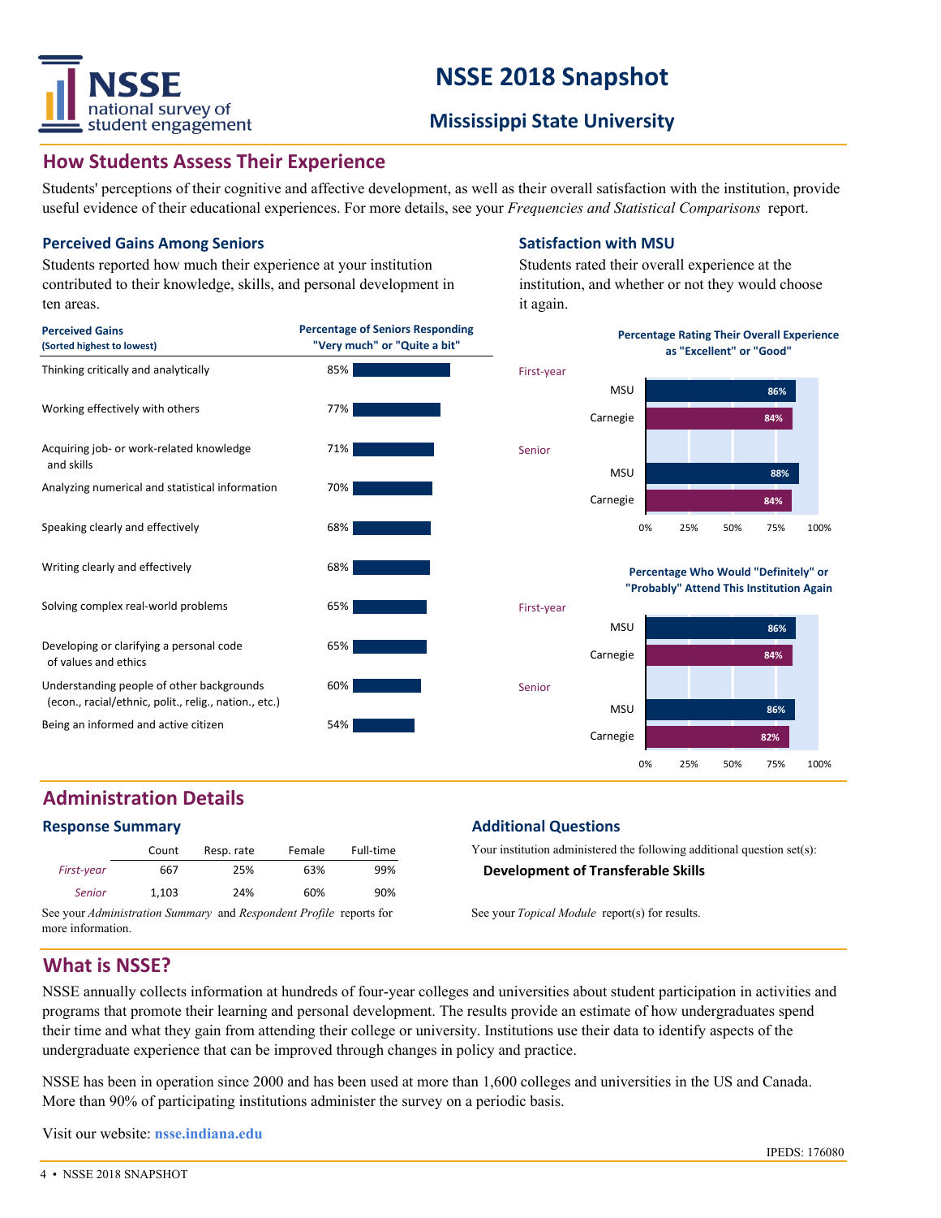# NSSE 2018 Snapshot

## Mississippi State University

## How Students Assess Their Experience

Students' perceptions of their cognitive and affective development, as well as their overall satisfaction with the institution, provide useful evidence of their educational experiences. For more details, see your *Frequencies and Statistical Comparisons* report.

### Perceived Gains Among Seniors

Students reported how much their experience at your institution contributed to their knowledge, skills, and personal development in ten areas.

Perceived Gains (Sorted highest to lowest)
Percentage of Seniors Responding "Very much" or "Quite a bit"

Thinking critically and analytically 85%
Working effectively with others 77%
Acquiring job- or work-related knowledge and skills 71%
Analyzing numerical and statistical information 70%
Speaking clearly and effectively 68%
Writing clearly and effectively 68%
Solving complex real-world problems 65%
Developing or clarifying a personal code of values and ethics 65%
Understanding people of other backgrounds (econ., racial/ethnic, polit., relig., nation., etc.) 60%
Being an informed and active citizen 54%

### Satisfaction with MSU

Students rated their overall experience at the institution, and whether or not they would choose it again.

Percentage Rating Their Overall Experience as "Excellent" or "Good"

First-year
MSU 86%
Carnegie 84%
Senior
MSU 88%
Carnegie 84%

0% 25% 50% 75% 100%

Percentage Who Would "Definitely" or "Probably" Attend This Institution Again

First-year
MSU 86%
Carnegie 84%
Senior
MSU 86%
Carnegie 82%

0% 25% 50% 75% 100%

## Administration Details

### Response Summary

| | Count | Resp. rate | Female | Full-time |
|---|---|---|---|---|
| *First-year* | 667 | 25% | 63% | 99% |
| *Senior* | 1,103 | 24% | 60% | 90% |

See your *Administration Summary* and *Respondent Profile* reports for more information.

### Additional Questions

Your institution administered the following additional question set(s):

**Development of Transferable Skills**

See your *Topical Module* report(s) for results.

## What is NSSE?

NSSE annually collects information at hundreds of four-year colleges and universities about student participation in activities and programs that promote their learning and personal development. The results provide an estimate of how undergraduates spend their time and what they gain from attending their college or university. Institutions use their data to identify aspects of the undergraduate experience that can be improved through changes in policy and practice.

NSSE has been in operation since 2000 and has been used at more than 1,600 colleges and universities in the US and Canada. More than 90% of participating institutions administer the survey on a periodic basis.

Visit our website: **nsse.indiana.edu**

IPEDS: 176080